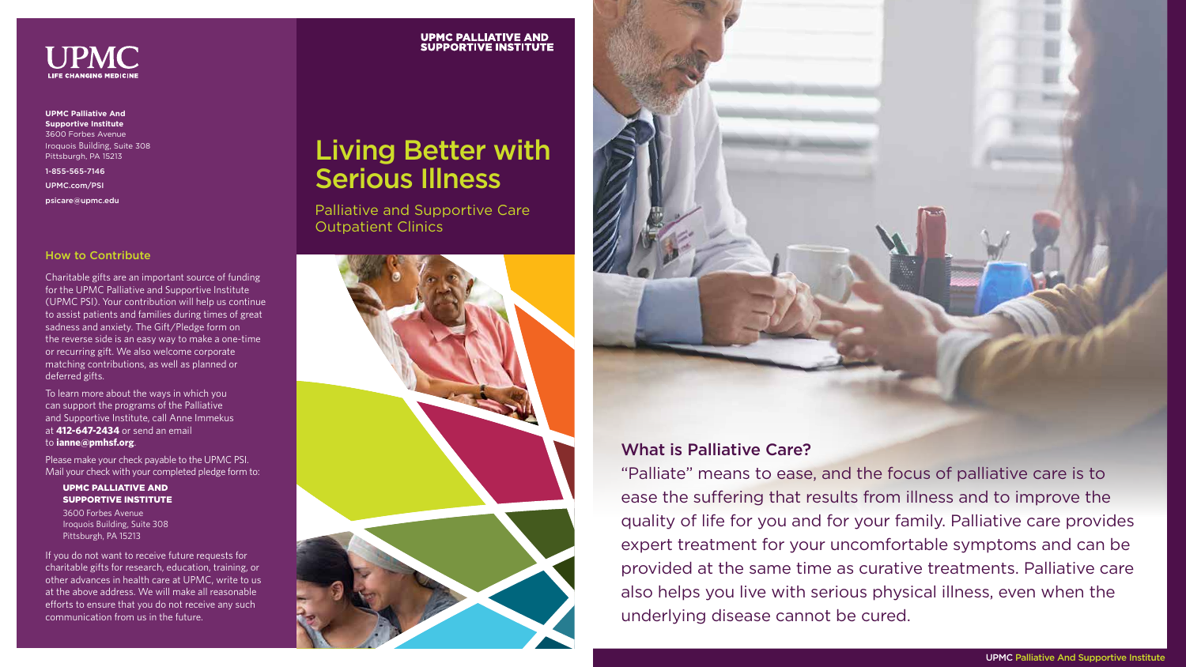UPMC

LIFE CHANGING MEDICINE

**UPMC Palliative And Supportive Institute**
3600 Forbes Avenue
Iroquois Building, Suite 308
Pittsburgh, PA 15213

**1-855-565-7146**

**UPMC.com/PSI**

**psicare@upmc.edu**

## How to Contribute

Charitable gifts are an important source of funding for the UPMC Palliative and Supportive Institute (UPMC PSI). Your contribution will help us continue to assist patients and families during times of great sadness and anxiety. The Gift/Pledge form on the reverse side is an easy way to make a one-time or recurring gift. We also welcome corporate matching contributions, as well as planned or deferred gifts.

To learn more about the ways in which you can support the programs of the Palliative and Supportive Institute, call Anne Immekus at **412-647-2434** or send an email to **ianne@pmhsf.org**.

Please make your check payable to the UPMC PSI. Mail your check with your completed pledge form to:

**UPMC PALLIATIVE AND SUPPORTIVE INSTITUTE**
3600 Forbes Avenue
Iroquois Building, Suite 308
Pittsburgh, PA 15213

If you do not want to receive future requests for charitable gifts for research, education, training, or other advances in health care at UPMC, write to us at the above address. We will make all reasonable efforts to ensure that you do not receive any such communication from us in the future.

**UPMC PALLIATIVE AND SUPPORTIVE INSTITUTE**

# Living Better with Serious Illness

Palliative and Supportive Care Outpatient Clinics

## What is Palliative Care?

"Palliate" means to ease, and the focus of palliative care is to ease the suffering that results from illness and to improve the quality of life for you and for your family. Palliative care provides expert treatment for your uncomfortable symptoms and can be provided at the same time as curative treatments. Palliative care also helps you live with serious physical illness, even when the underlying disease cannot be cured.

UPMC Palliative And Supportive Institute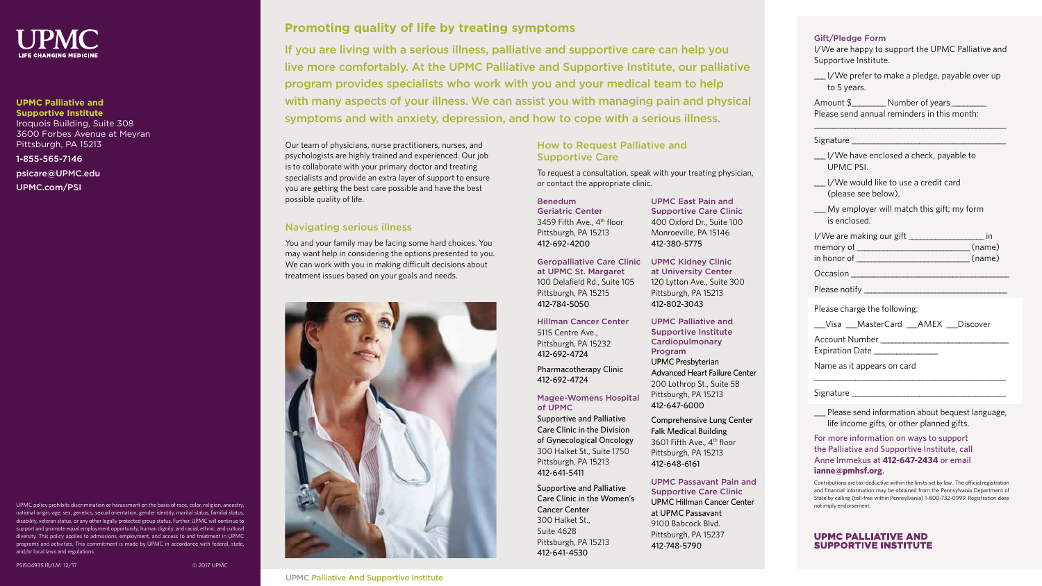# UPMC

LIFE CHANGING MEDICINE

**UPMC Palliative and Supportive Institute**
Iroquois Building, Suite 308
3600 Forbes Avenue at Meyran
Pittsburgh, PA 15213

1-855-565-7146

psicare@UPMC.edu

UPMC.com/PSI

UPMC policy prohibits discrimination or harassment on the basis of race, color, religion, ancestry, national origin, age, sex, genetics, sexual orientation, gender identity, marital status, familial status, disability, veteran status, or any other legally protected group status. Further, UPMC will continue to support and promote equal employment opportunity, human dignity, and racial, ethnic, and cultural diversity. This policy applies to admissions, employment, and access to and treatment in UPMC programs and activities. This commitment is made by UPMC in accordance with federal, state, and/or local laws and regulations.

PSI504935 IB/LM 12/17 © 2017 UPMC

## Promoting quality of life by treating symptoms

If you are living with a serious illness, palliative and supportive care can help you live more comfortably. At the UPMC Palliative and Supportive Institute, our palliative program provides specialists who work with you and your medical team to help with many aspects of your illness. We can assist you with managing pain and physical symptoms and with anxiety, depression, and how to cope with a serious illness.

Our team of physicians, nurse practitioners, nurses, and psychologists are highly trained and experienced. Our job is to collaborate with your primary doctor and treating specialists and provide an extra layer of support to ensure you are getting the best care possible and have the best possible quality of life.

### Navigating serious illness

You and your family may be facing some hard choices. You may want help in considering the options presented to you. We can work with you in making difficult decisions about treatment issues based on your goals and needs.

### How to Request Palliative and Supportive Care

To request a consultation, speak with your treating physician, or contact the appropriate clinic.

**Benedum Geriatric Center**
3459 Fifth Ave., 4th floor
Pittsburgh, PA 15213
412-692-4200

**Geropalliative Care Clinic at UPMC St. Margaret**
100 Delafield Rd., Suite 105
Pittsburgh, PA 15215
412-784-5050

**Hillman Cancer Center**
5115 Centre Ave.,
Pittsburgh, PA 15232
412-692-4724

Pharmacotherapy Clinic
412-692-4724

**Magee-Womens Hospital of UPMC**
Supportive and Palliative Care Clinic in the Division of Gynecological Oncology
300 Halket St., Suite 1750
Pittsburgh, PA 15213
412-641-5411

Supportive and Palliative Care Clinic in the Women's Cancer Center
300 Halket St.,
Suite 4628
Pittsburgh, PA 15213
412-641-4530

**UPMC East Pain and Supportive Care Clinic**
400 Oxford Dr., Suite 100
Monroeville, PA 15146
412-380-5775

**UPMC Kidney Clinic at University Center**
120 Lytton Ave., Suite 300
Pittsburgh, PA 15213
412-802-3043

**UPMC Palliative and Supportive Institute Cardiopulmonary Program**
UPMC Presbyterian
Advanced Heart Failure Center
200 Lothrop St., Suite 5B
Pittsburgh, PA 15213
412-647-6000

Comprehensive Lung Center
Falk Medical Building
3601 Fifth Ave., 4th floor
Pittsburgh, PA 15213
412-648-6161

**UPMC Passavant Pain and Supportive Care Clinic**
UPMC Hillman Cancer Center at UPMC Passavant
9100 Babcock Blvd.
Pittsburgh, PA 15237
412-748-5790

UPMC Palliative And Supportive Institute

### Gift/Pledge Form

I/We are happy to support the UPMC Palliative and Supportive Institute.

___ I/We prefer to make a pledge, payable over up to 5 years.

Amount $________ Number of years ________
Please send annual reminders in this month:
_______________________________________

Signature ________________________________

___ I/We have enclosed a check, payable to UPMC PSI.

___ I/We would like to use a credit card (please see below).

___ My employer will match this gift; my form is enclosed.

I/We are making our gift _______________ in
memory of ________________________ (name)
in honor of ________________________ (name)

Occasion _________________________________

Please notify _______________________________

Please charge the following:

___Visa ___MasterCard ___AMEX ___Discover

Account Number ___________________________
Expiration Date _____________

Name as it appears on card
_______________________________________

Signature ________________________________

___ Please send information about bequest language, life income gifts, or other planned gifts.

For more information on ways to support the Palliative and Supportive Institute, call Anne Immekus at **412-647-2434** or email **ianne@pmhsf.org**.

Contributions are tax-deductive within the limits set by law. The official registration and financial information may be obtained from the Pennsylvania Department of State by calling (toll-free within Pennsylvania) 1-800-732-0999. Registration does not imply endorsement.

**UPMC PALLIATIVE AND SUPPORTIVE INSTITUTE**